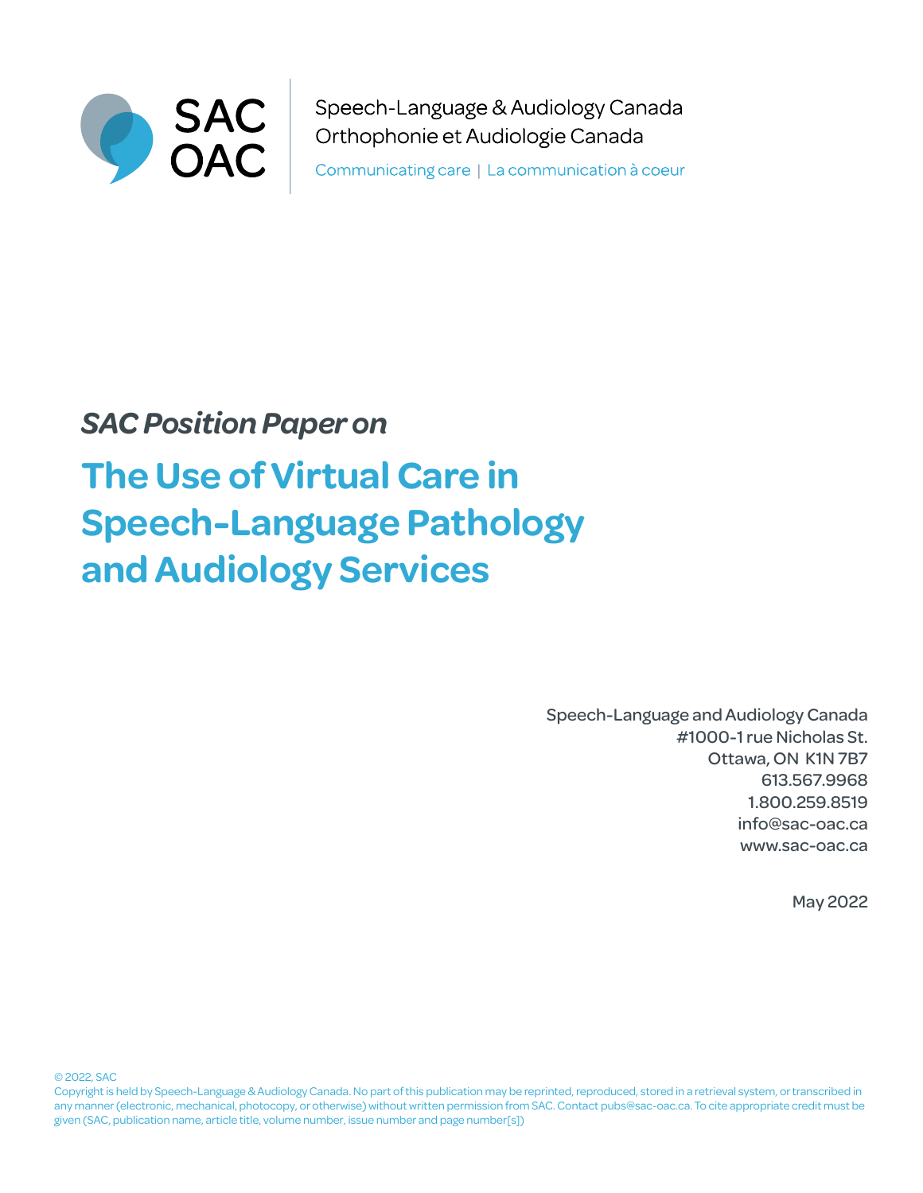SAC OAC

Speech-Language & Audiology Canada
Orthophonie et Audiologie Canada

Communicating care | La communication à coeur

*SAC Position Paper on*

# The Use of Virtual Care in Speech-Language Pathology and Audiology Services

Speech-Language and Audiology Canada
#1000-1 rue Nicholas St.
Ottawa, ON K1N 7B7
613.567.9968
1.800.259.8519
info@sac-oac.ca
www.sac-oac.ca

May 2022

© 2022, SAC
Copyright is held by Speech-Language & Audiology Canada. No part of this publication may be reprinted, reproduced, stored in a retrieval system, or transcribed in any manner (electronic, mechanical, photocopy, or otherwise) without written permission from SAC. Contact pubs@sac-oac.ca. To cite appropriate credit must be given (SAC, publication name, article title, volume number, issue number and page number[s])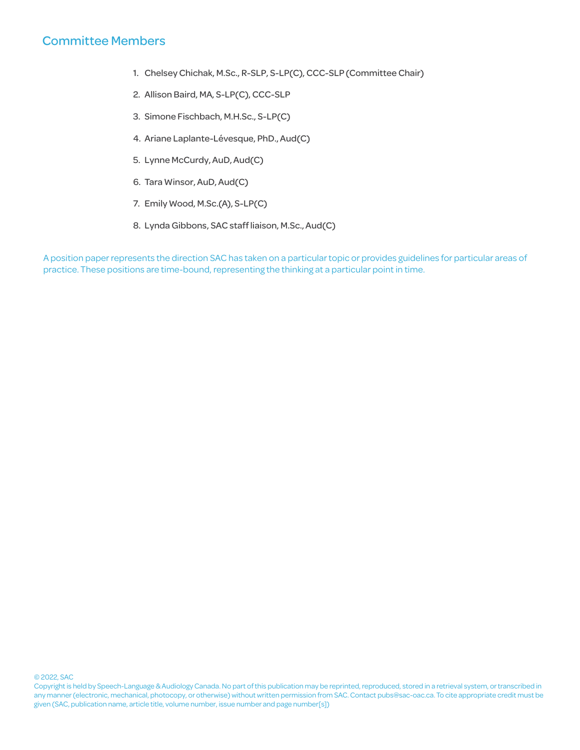## Committee Members

1. Chelsey Chichak, M.Sc., R-SLP, S-LP(C), CCC-SLP (Committee Chair)
2. Allison Baird, MA, S-LP(C), CCC-SLP
3. Simone Fischbach, M.H.Sc., S-LP(C)
4. Ariane Laplante-Lévesque, PhD., Aud(C)
5. Lynne McCurdy, AuD, Aud(C)
6. Tara Winsor, AuD, Aud(C)
7. Emily Wood, M.Sc.(A), S-LP(C)
8. Lynda Gibbons, SAC staff liaison, M.Sc., Aud(C)

A position paper represents the direction SAC has taken on a particular topic or provides guidelines for particular areas of practice. These positions are time-bound, representing the thinking at a particular point in time.

© 2022, SAC

Copyright is held by Speech-Language & Audiology Canada. No part of this publication may be reprinted, reproduced, stored in a retrieval system, or transcribed in any manner (electronic, mechanical, photocopy, or otherwise) without written permission from SAC. Contact pubs@sac-oac.ca. To cite appropriate credit must be given (SAC, publication name, article title, volume number, issue number and page number[s])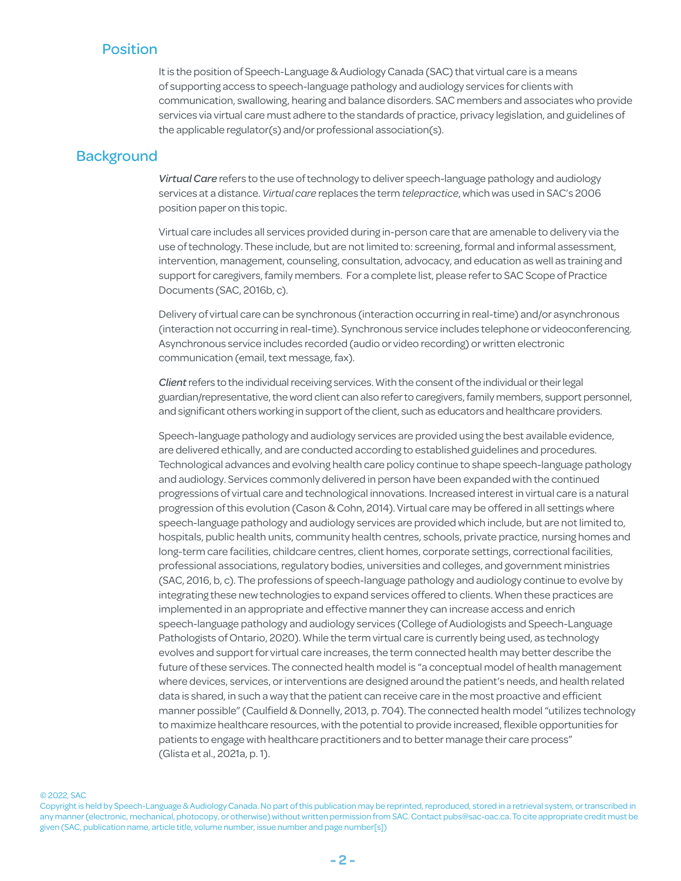## Position

It is the position of Speech-Language & Audiology Canada (SAC) that virtual care is a means of supporting access to speech-language pathology and audiology services for clients with communication, swallowing, hearing and balance disorders. SAC members and associates who provide services via virtual care must adhere to the standards of practice, privacy legislation, and guidelines of the applicable regulator(s) and/or professional association(s).

## Background

*Virtual Care* refers to the use of technology to deliver speech-language pathology and audiology services at a distance. *Virtual care* replaces the term *telepractice*, which was used in SAC's 2006 position paper on this topic.

Virtual care includes all services provided during in-person care that are amenable to delivery via the use of technology. These include, but are not limited to: screening, formal and informal assessment, intervention, management, counseling, consultation, advocacy, and education as well as training and support for caregivers, family members. For a complete list, please refer to SAC Scope of Practice Documents (SAC, 2016b, c).

Delivery of virtual care can be synchronous (interaction occurring in real-time) and/or asynchronous (interaction not occurring in real-time). Synchronous service includes telephone or videoconferencing. Asynchronous service includes recorded (audio or video recording) or written electronic communication (email, text message, fax).

*Client* refers to the individual receiving services. With the consent of the individual or their legal guardian/representative, the word client can also refer to caregivers, family members, support personnel, and significant others working in support of the client, such as educators and healthcare providers.

Speech-language pathology and audiology services are provided using the best available evidence, are delivered ethically, and are conducted according to established guidelines and procedures. Technological advances and evolving health care policy continue to shape speech-language pathology and audiology. Services commonly delivered in person have been expanded with the continued progressions of virtual care and technological innovations. Increased interest in virtual care is a natural progression of this evolution (Cason & Cohn, 2014). Virtual care may be offered in all settings where speech-language pathology and audiology services are provided which include, but are not limited to, hospitals, public health units, community health centres, schools, private practice, nursing homes and long-term care facilities, childcare centres, client homes, corporate settings, correctional facilities, professional associations, regulatory bodies, universities and colleges, and government ministries (SAC, 2016, b, c). The professions of speech-language pathology and audiology continue to evolve by integrating these new technologies to expand services offered to clients. When these practices are implemented in an appropriate and effective manner they can increase access and enrich speech-language pathology and audiology services (College of Audiologists and Speech-Language Pathologists of Ontario, 2020). While the term virtual care is currently being used, as technology evolves and support for virtual care increases, the term connected health may better describe the future of these services. The connected health model is "a conceptual model of health management where devices, services, or interventions are designed around the patient's needs, and health related data is shared, in such a way that the patient can receive care in the most proactive and efficient manner possible" (Caulfield & Donnelly, 2013, p. 704). The connected health model "utilizes technology to maximize healthcare resources, with the potential to provide increased, flexible opportunities for patients to engage with healthcare practitioners and to better manage their care process" (Glista et al., 2021a, p. 1).

© 2022, SAC
Copyright is held by Speech-Language & Audiology Canada. No part of this publication may be reprinted, reproduced, stored in a retrieval system, or transcribed in any manner (electronic, mechanical, photocopy, or otherwise) without written permission from SAC. Contact pubs@sac-oac.ca. To cite appropriate credit must be given (SAC, publication name, article title, volume number, issue number and page number[s])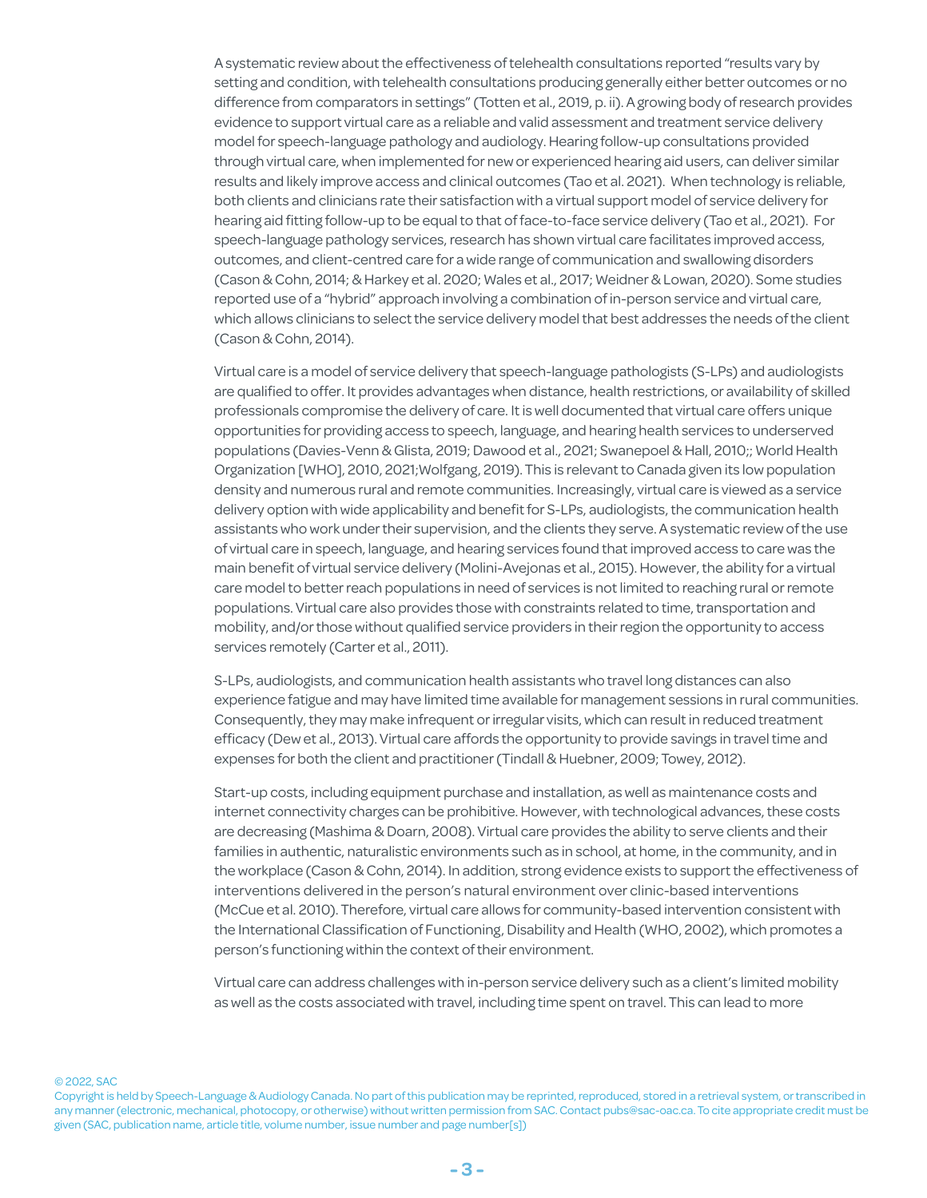A systematic review about the effectiveness of telehealth consultations reported "results vary by setting and condition, with telehealth consultations producing generally either better outcomes or no difference from comparators in settings" (Totten et al., 2019, p. ii). A growing body of research provides evidence to support virtual care as a reliable and valid assessment and treatment service delivery model for speech-language pathology and audiology. Hearing follow-up consultations provided through virtual care, when implemented for new or experienced hearing aid users, can deliver similar results and likely improve access and clinical outcomes (Tao et al. 2021). When technology is reliable, both clients and clinicians rate their satisfaction with a virtual support model of service delivery for hearing aid fitting follow-up to be equal to that of face-to-face service delivery (Tao et al., 2021). For speech-language pathology services, research has shown virtual care facilitates improved access, outcomes, and client-centred care for a wide range of communication and swallowing disorders (Cason & Cohn, 2014; & Harkey et al. 2020; Wales et al., 2017; Weidner & Lowan, 2020). Some studies reported use of a "hybrid" approach involving a combination of in-person service and virtual care, which allows clinicians to select the service delivery model that best addresses the needs of the client (Cason & Cohn, 2014).

Virtual care is a model of service delivery that speech-language pathologists (S-LPs) and audiologists are qualified to offer. It provides advantages when distance, health restrictions, or availability of skilled professionals compromise the delivery of care. It is well documented that virtual care offers unique opportunities for providing access to speech, language, and hearing health services to underserved populations (Davies-Venn & Glista, 2019; Dawood et al., 2021; Swanepoel & Hall, 2010;; World Health Organization [WHO], 2010, 2021;Wolfgang, 2019). This is relevant to Canada given its low population density and numerous rural and remote communities. Increasingly, virtual care is viewed as a service delivery option with wide applicability and benefit for S-LPs, audiologists, the communication health assistants who work under their supervision, and the clients they serve. A systematic review of the use of virtual care in speech, language, and hearing services found that improved access to care was the main benefit of virtual service delivery (Molini-Avejonas et al., 2015). However, the ability for a virtual care model to better reach populations in need of services is not limited to reaching rural or remote populations. Virtual care also provides those with constraints related to time, transportation and mobility, and/or those without qualified service providers in their region the opportunity to access services remotely (Carter et al., 2011).

S-LPs, audiologists, and communication health assistants who travel long distances can also experience fatigue and may have limited time available for management sessions in rural communities. Consequently, they may make infrequent or irregular visits, which can result in reduced treatment efficacy (Dew et al., 2013). Virtual care affords the opportunity to provide savings in travel time and expenses for both the client and practitioner (Tindall & Huebner, 2009; Towey, 2012).

Start-up costs, including equipment purchase and installation, as well as maintenance costs and internet connectivity charges can be prohibitive. However, with technological advances, these costs are decreasing (Mashima & Doarn, 2008). Virtual care provides the ability to serve clients and their families in authentic, naturalistic environments such as in school, at home, in the community, and in the workplace (Cason & Cohn, 2014). In addition, strong evidence exists to support the effectiveness of interventions delivered in the person's natural environment over clinic-based interventions (McCue et al. 2010). Therefore, virtual care allows for community-based intervention consistent with the International Classification of Functioning, Disability and Health (WHO, 2002), which promotes a person's functioning within the context of their environment.

Virtual care can address challenges with in-person service delivery such as a client's limited mobility as well as the costs associated with travel, including time spent on travel. This can lead to more

© 2022, SAC

Copyright is held by Speech-Language & Audiology Canada. No part of this publication may be reprinted, reproduced, stored in a retrieval system, or transcribed in any manner (electronic, mechanical, photocopy, or otherwise) without written permission from SAC. Contact pubs@sac-oac.ca. To cite appropriate credit must be given (SAC, publication name, article title, volume number, issue number and page number[s])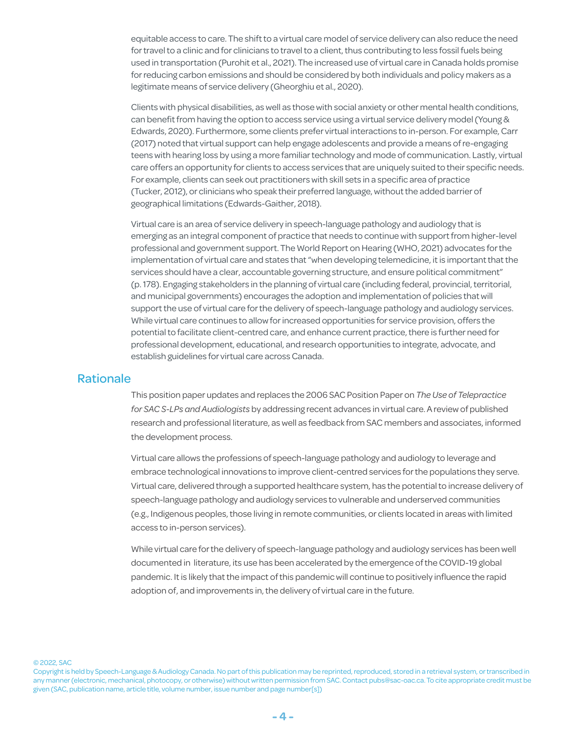equitable access to care. The shift to a virtual care model of service delivery can also reduce the need for travel to a clinic and for clinicians to travel to a client, thus contributing to less fossil fuels being used in transportation (Purohit et al., 2021). The increased use of virtual care in Canada holds promise for reducing carbon emissions and should be considered by both individuals and policy makers as a legitimate means of service delivery (Gheorghiu et al., 2020).

Clients with physical disabilities, as well as those with social anxiety or other mental health conditions, can benefit from having the option to access service using a virtual service delivery model (Young & Edwards, 2020). Furthermore, some clients prefer virtual interactions to in-person. For example, Carr (2017) noted that virtual support can help engage adolescents and provide a means of re-engaging teens with hearing loss by using a more familiar technology and mode of communication. Lastly, virtual care offers an opportunity for clients to access services that are uniquely suited to their specific needs. For example, clients can seek out practitioners with skill sets in a specific area of practice (Tucker, 2012), or clinicians who speak their preferred language, without the added barrier of geographical limitations (Edwards-Gaither, 2018).

Virtual care is an area of service delivery in speech-language pathology and audiology that is emerging as an integral component of practice that needs to continue with support from higher-level professional and government support. The World Report on Hearing (WHO, 2021) advocates for the implementation of virtual care and states that "when developing telemedicine, it is important that the services should have a clear, accountable governing structure, and ensure political commitment" (p. 178). Engaging stakeholders in the planning of virtual care (including federal, provincial, territorial, and municipal governments) encourages the adoption and implementation of policies that will support the use of virtual care for the delivery of speech-language pathology and audiology services. While virtual care continues to allow for increased opportunities for service provision, offers the potential to facilitate client-centred care, and enhance current practice, there is further need for professional development, educational, and research opportunities to integrate, advocate, and establish guidelines for virtual care across Canada.

## Rationale

This position paper updates and replaces the 2006 SAC Position Paper on *The Use of Telepractice for SAC S-LPs and Audiologists* by addressing recent advances in virtual care. A review of published research and professional literature, as well as feedback from SAC members and associates, informed the development process.

Virtual care allows the professions of speech-language pathology and audiology to leverage and embrace technological innovations to improve client-centred services for the populations they serve. Virtual care, delivered through a supported healthcare system, has the potential to increase delivery of speech-language pathology and audiology services to vulnerable and underserved communities (e.g., Indigenous peoples, those living in remote communities, or clients located in areas with limited access to in-person services).

While virtual care for the delivery of speech-language pathology and audiology services has been well documented in literature, its use has been accelerated by the emergence of the COVID-19 global pandemic. It is likely that the impact of this pandemic will continue to positively influence the rapid adoption of, and improvements in, the delivery of virtual care in the future.

© 2022, SAC
Copyright is held by Speech-Language & Audiology Canada. No part of this publication may be reprinted, reproduced, stored in a retrieval system, or transcribed in any manner (electronic, mechanical, photocopy, or otherwise) without written permission from SAC. Contact pubs@sac-oac.ca. To cite appropriate credit must be given (SAC, publication name, article title, volume number, issue number and page number[s])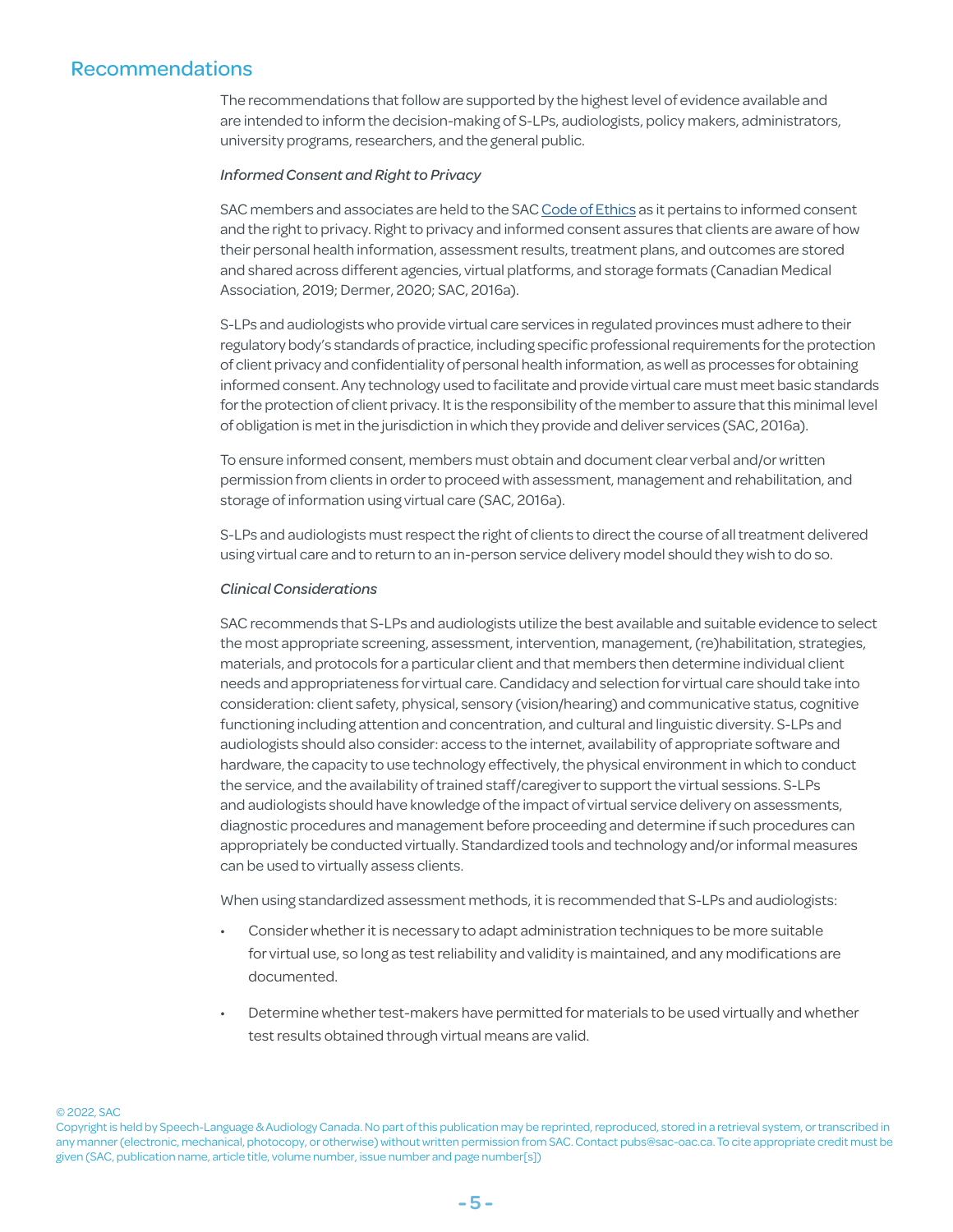## Recommendations

The recommendations that follow are supported by the highest level of evidence available and are intended to inform the decision-making of S-LPs, audiologists, policy makers, administrators, university programs, researchers, and the general public.

*Informed Consent and Right to Privacy*

SAC members and associates are held to the SAC Code of Ethics as it pertains to informed consent and the right to privacy. Right to privacy and informed consent assures that clients are aware of how their personal health information, assessment results, treatment plans, and outcomes are stored and shared across different agencies, virtual platforms, and storage formats (Canadian Medical Association, 2019; Dermer, 2020; SAC, 2016a).

S-LPs and audiologists who provide virtual care services in regulated provinces must adhere to their regulatory body's standards of practice, including specific professional requirements for the protection of client privacy and confidentiality of personal health information, as well as processes for obtaining informed consent. Any technology used to facilitate and provide virtual care must meet basic standards for the protection of client privacy. It is the responsibility of the member to assure that this minimal level of obligation is met in the jurisdiction in which they provide and deliver services (SAC, 2016a).

To ensure informed consent, members must obtain and document clear verbal and/or written permission from clients in order to proceed with assessment, management and rehabilitation, and storage of information using virtual care (SAC, 2016a).

S-LPs and audiologists must respect the right of clients to direct the course of all treatment delivered using virtual care and to return to an in-person service delivery model should they wish to do so.

*Clinical Considerations*

SAC recommends that S-LPs and audiologists utilize the best available and suitable evidence to select the most appropriate screening, assessment, intervention, management, (re)habilitation, strategies, materials, and protocols for a particular client and that members then determine individual client needs and appropriateness for virtual care. Candidacy and selection for virtual care should take into consideration: client safety, physical, sensory (vision/hearing) and communicative status, cognitive functioning including attention and concentration, and cultural and linguistic diversity. S-LPs and audiologists should also consider: access to the internet, availability of appropriate software and hardware, the capacity to use technology effectively, the physical environment in which to conduct the service, and the availability of trained staff/caregiver to support the virtual sessions. S-LPs and audiologists should have knowledge of the impact of virtual service delivery on assessments, diagnostic procedures and management before proceeding and determine if such procedures can appropriately be conducted virtually. Standardized tools and technology and/or informal measures can be used to virtually assess clients.

When using standardized assessment methods, it is recommended that S-LPs and audiologists:

- Consider whether it is necessary to adapt administration techniques to be more suitable for virtual use, so long as test reliability and validity is maintained, and any modifications are documented.
- Determine whether test-makers have permitted for materials to be used virtually and whether test results obtained through virtual means are valid.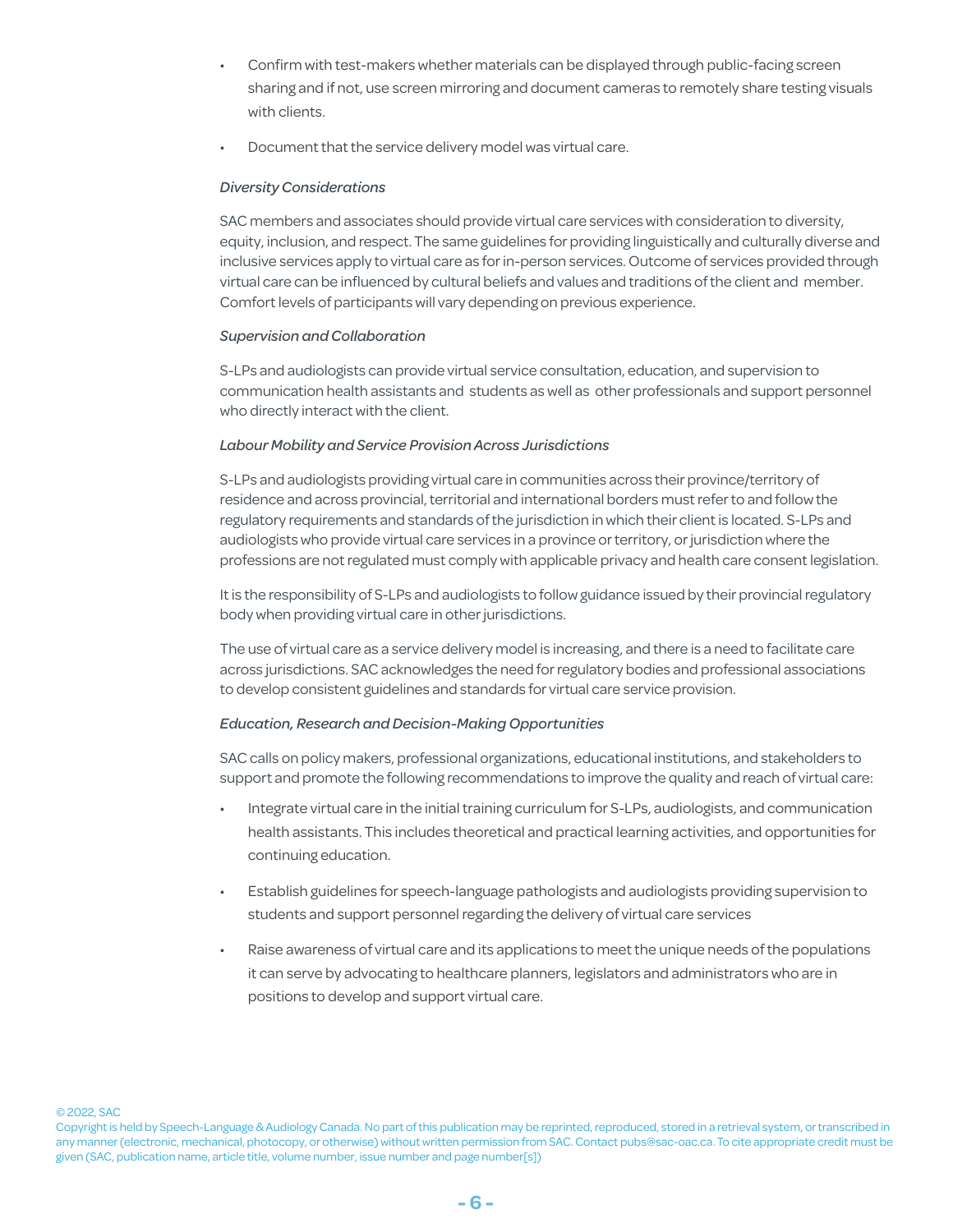- Confirm with test-makers whether materials can be displayed through public-facing screen sharing and if not, use screen mirroring and document cameras to remotely share testing visuals with clients.
- Document that the service delivery model was virtual care.

*Diversity Considerations*

SAC members and associates should provide virtual care services with consideration to diversity, equity, inclusion, and respect. The same guidelines for providing linguistically and culturally diverse and inclusive services apply to virtual care as for in-person services. Outcome of services provided through virtual care can be influenced by cultural beliefs and values and traditions of the client and member. Comfort levels of participants will vary depending on previous experience.

*Supervision and Collaboration*

S-LPs and audiologists can provide virtual service consultation, education, and supervision to communication health assistants and students as well as other professionals and support personnel who directly interact with the client.

*Labour Mobility and Service Provision Across Jurisdictions*

S-LPs and audiologists providing virtual care in communities across their province/territory of residence and across provincial, territorial and international borders must refer to and follow the regulatory requirements and standards of the jurisdiction in which their client is located. S-LPs and audiologists who provide virtual care services in a province or territory, or jurisdiction where the professions are not regulated must comply with applicable privacy and health care consent legislation.

It is the responsibility of S-LPs and audiologists to follow guidance issued by their provincial regulatory body when providing virtual care in other jurisdictions.

The use of virtual care as a service delivery model is increasing, and there is a need to facilitate care across jurisdictions. SAC acknowledges the need for regulatory bodies and professional associations to develop consistent guidelines and standards for virtual care service provision.

*Education, Research and Decision-Making Opportunities*

SAC calls on policy makers, professional organizations, educational institutions, and stakeholders to support and promote the following recommendations to improve the quality and reach of virtual care:

- Integrate virtual care in the initial training curriculum for S-LPs, audiologists, and communication health assistants. This includes theoretical and practical learning activities, and opportunities for continuing education.
- Establish guidelines for speech-language pathologists and audiologists providing supervision to students and support personnel regarding the delivery of virtual care services
- Raise awareness of virtual care and its applications to meet the unique needs of the populations it can serve by advocating to healthcare planners, legislators and administrators who are in positions to develop and support virtual care.

© 2022, SAC
Copyright is held by Speech-Language & Audiology Canada. No part of this publication may be reprinted, reproduced, stored in a retrieval system, or transcribed in any manner (electronic, mechanical, photocopy, or otherwise) without written permission from SAC. Contact pubs@sac-oac.ca. To cite appropriate credit must be given (SAC, publication name, article title, volume number, issue number and page number[s])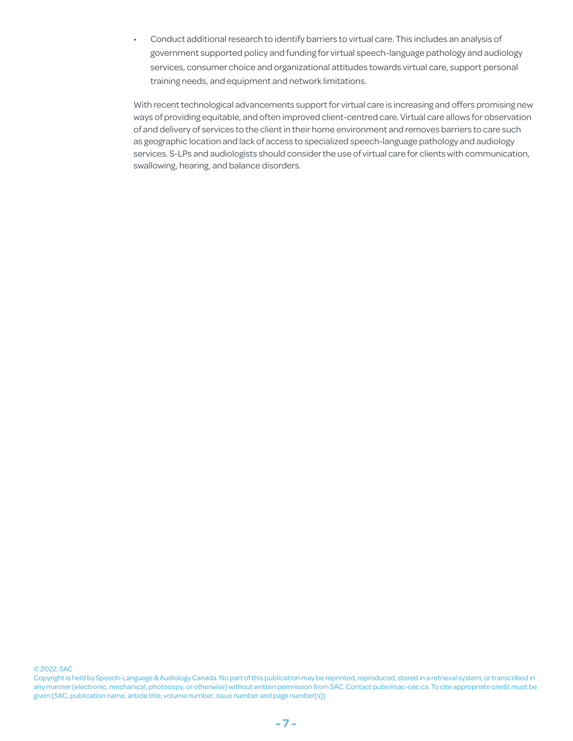- Conduct additional research to identify barriers to virtual care. This includes an analysis of government supported policy and funding for virtual speech-language pathology and audiology services, consumer choice and organizational attitudes towards virtual care, support personal training needs, and equipment and network limitations.

With recent technological advancements support for virtual care is increasing and offers promising new ways of providing equitable, and often improved client-centred care. Virtual care allows for observation of and delivery of services to the client in their home environment and removes barriers to care such as geographic location and lack of access to specialized speech-language pathology and audiology services. S-LPs and audiologists should consider the use of virtual care for clients with communication, swallowing, hearing, and balance disorders.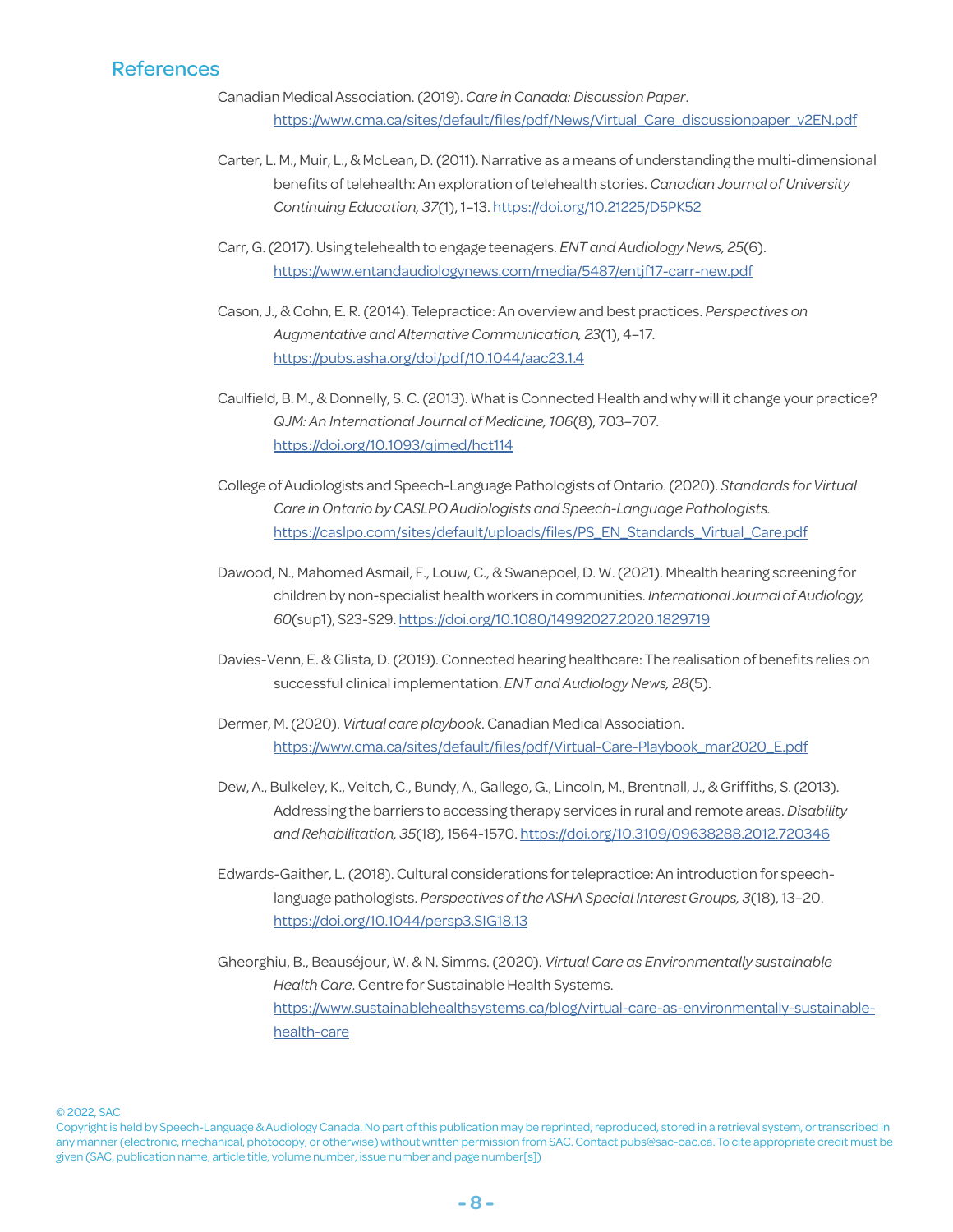## References

Canadian Medical Association. (2019). *Care in Canada: Discussion Paper*. https://www.cma.ca/sites/default/files/pdf/News/Virtual_Care_discussionpaper_v2EN.pdf

Carter, L. M., Muir, L., & McLean, D. (2011). Narrative as a means of understanding the multi-dimensional benefits of telehealth: An exploration of telehealth stories. *Canadian Journal of University Continuing Education, 37*(1), 1–13. https://doi.org/10.21225/D5PK52

Carr, G. (2017). Using telehealth to engage teenagers. *ENT and Audiology News, 25*(6). https://www.entandaudiologynews.com/media/5487/entjf17-carr-new.pdf

Cason, J., & Cohn, E. R. (2014). Telepractice: An overview and best practices. *Perspectives on Augmentative and Alternative Communication, 23*(1), 4–17. https://pubs.asha.org/doi/pdf/10.1044/aac23.1.4

Caulfield, B. M., & Donnelly, S. C. (2013). What is Connected Health and why will it change your practice? *QJM: An International Journal of Medicine, 106*(8), 703–707. https://doi.org/10.1093/qjmed/hct114

College of Audiologists and Speech-Language Pathologists of Ontario. (2020). *Standards for Virtual Care in Ontario by CASLPO Audiologists and Speech-Language Pathologists.* https://caslpo.com/sites/default/uploads/files/PS_EN_Standards_Virtual_Care.pdf

Dawood, N., Mahomed Asmail, F., Louw, C., & Swanepoel, D. W. (2021). Mhealth hearing screening for children by non-specialist health workers in communities. *International Journal of Audiology, 60*(sup1), S23-S29. https://doi.org/10.1080/14992027.2020.1829719

Davies-Venn, E. & Glista, D. (2019). Connected hearing healthcare: The realisation of benefits relies on successful clinical implementation. *ENT and Audiology News, 28*(5).

Dermer, M. (2020). *Virtual care playbook*. Canadian Medical Association. https://www.cma.ca/sites/default/files/pdf/Virtual-Care-Playbook_mar2020_E.pdf

Dew, A., Bulkeley, K., Veitch, C., Bundy, A., Gallego, G., Lincoln, M., Brentnall, J., & Griffiths, S. (2013). Addressing the barriers to accessing therapy services in rural and remote areas. *Disability and Rehabilitation, 35*(18), 1564-1570. https://doi.org/10.3109/09638288.2012.720346

Edwards-Gaither, L. (2018). Cultural considerations for telepractice: An introduction for speech-language pathologists. *Perspectives of the ASHA Special Interest Groups, 3*(18), 13–20. https://doi.org/10.1044/persp3.SIG18.13

Gheorghiu, B., Beauséjour, W. & N. Simms. (2020). *Virtual Care as Environmentally sustainable Health Care*. Centre for Sustainable Health Systems. https://www.sustainablehealthsystems.ca/blog/virtual-care-as-environmentally-sustainable-health-care

© 2022, SAC
Copyright is held by Speech-Language & Audiology Canada. No part of this publication may be reprinted, reproduced, stored in a retrieval system, or transcribed in any manner (electronic, mechanical, photocopy, or otherwise) without written permission from SAC. Contact pubs@sac-oac.ca. To cite appropriate credit must be given (SAC, publication name, article title, volume number, issue number and page number[s])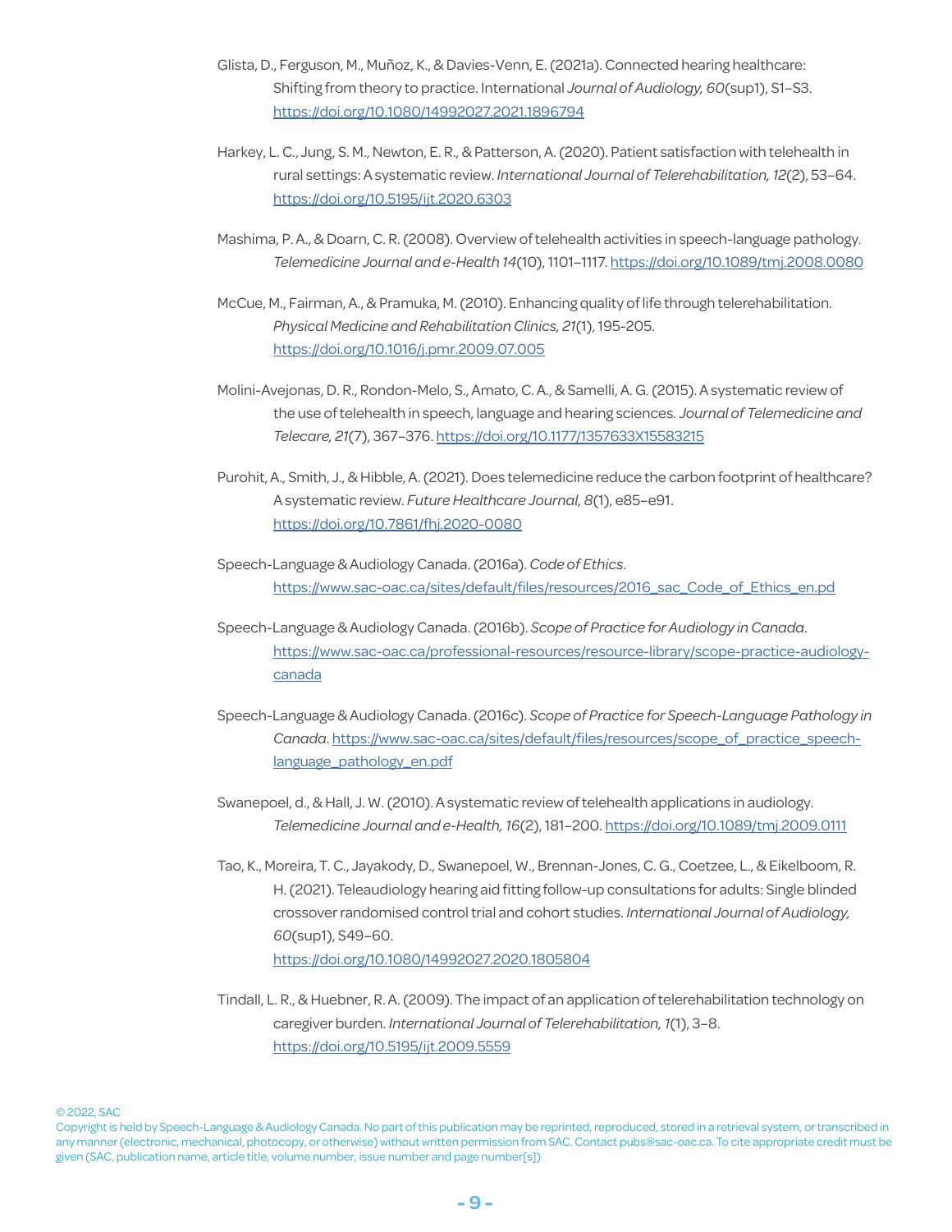Glista, D., Ferguson, M., Muñoz, K., & Davies-Venn, E. (2021a). Connected hearing healthcare: Shifting from theory to practice. International *Journal of Audiology, 60*(sup1), S1–S3. https://doi.org/10.1080/14992027.2021.1896794

Harkey, L. C., Jung, S. M., Newton, E. R., & Patterson, A. (2020). Patient satisfaction with telehealth in rural settings: A systematic review. *International Journal of Telerehabilitation, 12*(2), 53–64. https://doi.org/10.5195/ijt.2020.6303

Mashima, P. A., & Doarn, C. R. (2008). Overview of telehealth activities in speech-language pathology. *Telemedicine Journal and e-Health 14*(10), 1101–1117. https://doi.org/10.1089/tmj.2008.0080

McCue, M., Fairman, A., & Pramuka, M. (2010). Enhancing quality of life through telerehabilitation. *Physical Medicine and Rehabilitation Clinics, 21*(1), 195-205. https://doi.org/10.1016/j.pmr.2009.07.005

Molini-Avejonas, D. R., Rondon-Melo, S., Amato, C. A., & Samelli, A. G. (2015). A systematic review of the use of telehealth in speech, language and hearing sciences. *Journal of Telemedicine and Telecare, 21*(7), 367–376. https://doi.org/10.1177/1357633X15583215

Purohit, A., Smith, J., & Hibble, A. (2021). Does telemedicine reduce the carbon footprint of healthcare? A systematic review. *Future Healthcare Journal, 8*(1), e85–e91. https://doi.org/10.7861/fhj.2020-0080

Speech-Language & Audiology Canada. (2016a). *Code of Ethics*. https://www.sac-oac.ca/sites/default/files/resources/2016_sac_Code_of_Ethics_en.pd

Speech-Language & Audiology Canada. (2016b). *Scope of Practice for Audiology in Canada*. https://www.sac-oac.ca/professional-resources/resource-library/scope-practice-audiology-canada

Speech-Language & Audiology Canada. (2016c). *Scope of Practice for Speech-Language Pathology in Canada*. https://www.sac-oac.ca/sites/default/files/resources/scope_of_practice_speech-language_pathology_en.pdf

Swanepoel, d., & Hall, J. W. (2010). A systematic review of telehealth applications in audiology. *Telemedicine Journal and e-Health, 16*(2), 181–200. https://doi.org/10.1089/tmj.2009.0111

Tao, K., Moreira, T. C., Jayakody, D., Swanepoel, W., Brennan-Jones, C. G., Coetzee, L., & Eikelboom, R. H. (2021). Teleaudiology hearing aid fitting follow-up consultations for adults: Single blinded crossover randomised control trial and cohort studies. *International Journal of Audiology, 60*(sup1), S49–60. https://doi.org/10.1080/14992027.2020.1805804

Tindall, L. R., & Huebner, R. A. (2009). The impact of an application of telerehabilitation technology on caregiver burden. *International Journal of Telerehabilitation, 1*(1), 3–8. https://doi.org/10.5195/ijt.2009.5559

© 2022, SAC
Copyright is held by Speech-Language & Audiology Canada. No part of this publication may be reprinted, reproduced, stored in a retrieval system, or transcribed in any manner (electronic, mechanical, photocopy, or otherwise) without written permission from SAC. Contact pubs@sac-oac.ca. To cite appropriate credit must be given (SAC, publication name, article title, volume number, issue number and page number[s])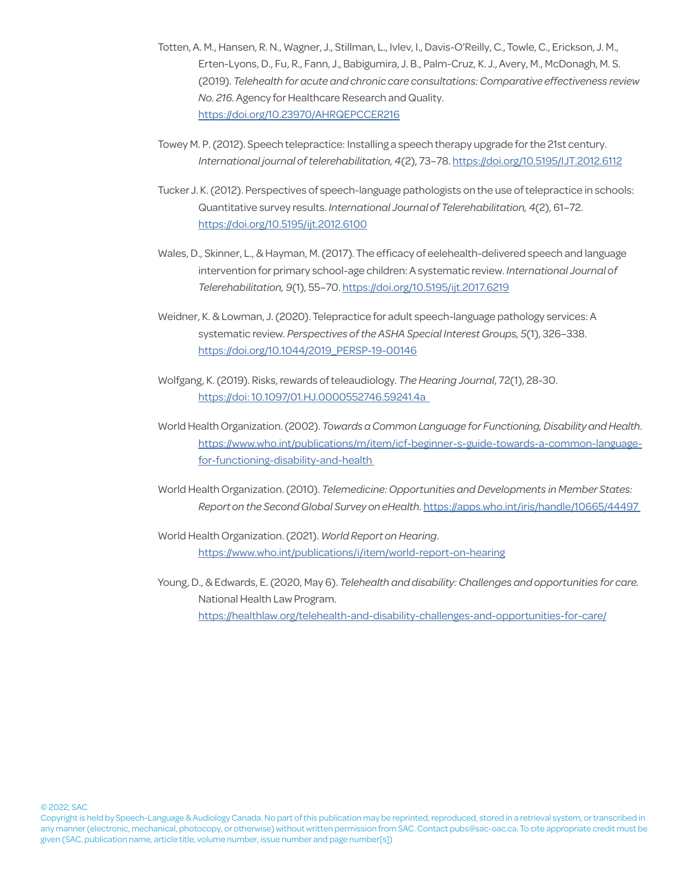Totten, A. M., Hansen, R. N., Wagner, J., Stillman, L., Ivlev, I., Davis-O'Reilly, C., Towle, C., Erickson, J. M., Erten-Lyons, D., Fu, R., Fann, J., Babigumira, J. B., Palm-Cruz, K. J., Avery, M., McDonagh, M. S. (2019). *Telehealth for acute and chronic care consultations: Comparative effectiveness review No. 216.* Agency for Healthcare Research and Quality. https://doi.org/10.23970/AHRQEPCCER216

Towey M. P. (2012). Speech telepractice: Installing a speech therapy upgrade for the 21st century. *International journal of telerehabilitation, 4*(2), 73–78. https://doi.org/10.5195/IJT.2012.6112

Tucker J. K. (2012). Perspectives of speech-language pathologists on the use of telepractice in schools: Quantitative survey results. *International Journal of Telerehabilitation, 4*(2), 61–72. https://doi.org/10.5195/ijt.2012.6100

Wales, D., Skinner, L., & Hayman, M. (2017). The efficacy of eelehealth-delivered speech and language intervention for primary school-age children: A systematic review. *International Journal of Telerehabilitation, 9*(1), 55–70. https://doi.org/10.5195/ijt.2017.6219

Weidner, K. & Lowman, J. (2020). Telepractice for adult speech-language pathology services: A systematic review. *Perspectives of the ASHA Special Interest Groups, 5*(1), 326–338. https://doi.org/10.1044/2019_PERSP-19-00146

Wolfgang, K. (2019). Risks, rewards of teleaudiology. *The Hearing Journal,* 72(1), 28-30. https://doi: 10.1097/01.HJ.0000552746.59241.4a

World Health Organization. (2002). *Towards a Common Language for Functioning, Disability and Health*. https://www.who.int/publications/m/item/icf-beginner-s-guide-towards-a-common-language-for-functioning-disability-and-health

World Health Organization. (2010). *Telemedicine: Opportunities and Developments in Member States: Report on the Second Global Survey on eHealth*. https://apps.who.int/iris/handle/10665/44497

World Health Organization. (2021). *World Report on Hearing*. https://www.who.int/publications/i/item/world-report-on-hearing

Young, D., & Edwards, E. (2020, May 6). *Telehealth and disability: Challenges and opportunities for care.* National Health Law Program. https://healthlaw.org/telehealth-and-disability-challenges-and-opportunities-for-care/

© 2022, SAC

Copyright is held by Speech-Language & Audiology Canada. No part of this publication may be reprinted, reproduced, stored in a retrieval system, or transcribed in any manner (electronic, mechanical, photocopy, or otherwise) without written permission from SAC. Contact pubs@sac-oac.ca. To cite appropriate credit must be given (SAC, publication name, article title, volume number, issue number and page number[s])